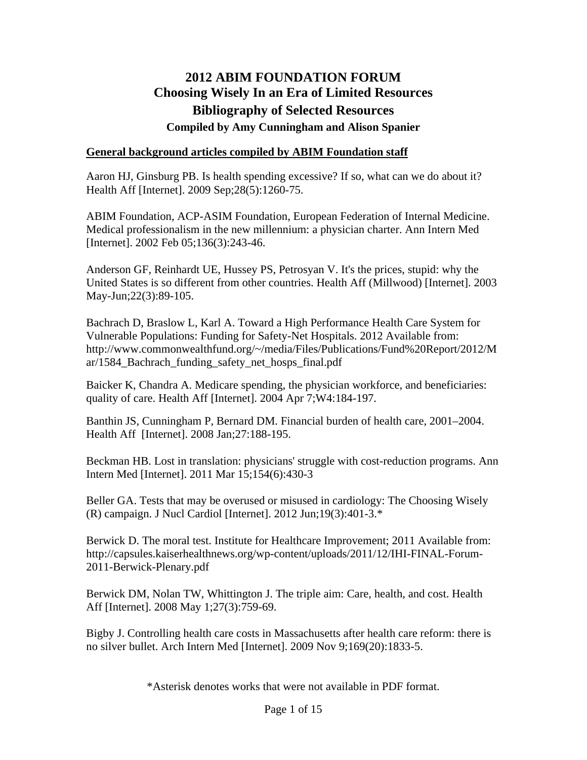# 2012 ABIM FOUNDATION FORUM
# Choosing Wisely In an Era of Limited Resources
# Bibliography of Selected Resources
### Compiled by Amy Cunningham and Alison Spanier

**General background articles compiled by ABIM Foundation staff**

Aaron HJ, Ginsburg PB. Is health spending excessive? If so, what can we do about it? Health Aff [Internet]. 2009 Sep;28(5):1260-75.

ABIM Foundation, ACP-ASIM Foundation, European Federation of Internal Medicine. Medical professionalism in the new millennium: a physician charter. Ann Intern Med [Internet]. 2002 Feb 05;136(3):243-46.

Anderson GF, Reinhardt UE, Hussey PS, Petrosyan V. It's the prices, stupid: why the United States is so different from other countries. Health Aff (Millwood) [Internet]. 2003 May-Jun;22(3):89-105.

Bachrach D, Braslow L, Karl A. Toward a High Performance Health Care System for Vulnerable Populations: Funding for Safety-Net Hospitals. 2012 Available from: http://www.commonwealthfund.org/~/media/Files/Publications/Fund%20Report/2012/Mar/1584_Bachrach_funding_safety_net_hosps_final.pdf

Baicker K, Chandra A. Medicare spending, the physician workforce, and beneficiaries: quality of care. Health Aff [Internet]. 2004 Apr 7;W4:184-197.

Banthin JS, Cunningham P, Bernard DM. Financial burden of health care, 2001–2004. Health Aff [Internet]. 2008 Jan;27:188-195.

Beckman HB. Lost in translation: physicians' struggle with cost-reduction programs. Ann Intern Med [Internet]. 2011 Mar 15;154(6):430-3

Beller GA. Tests that may be overused or misused in cardiology: The Choosing Wisely (R) campaign. J Nucl Cardiol [Internet]. 2012 Jun;19(3):401-3.*

Berwick D. The moral test. Institute for Healthcare Improvement; 2011 Available from: http://capsules.kaiserhealthnews.org/wp-content/uploads/2011/12/IHI-FINAL-Forum-2011-Berwick-Plenary.pdf

Berwick DM, Nolan TW, Whittington J. The triple aim: Care, health, and cost. Health Aff [Internet]. 2008 May 1;27(3):759-69.

Bigby J. Controlling health care costs in Massachusetts after health care reform: there is no silver bullet. Arch Intern Med [Internet]. 2009 Nov 9;169(20):1833-5.

*Asterisk denotes works that were not available in PDF format.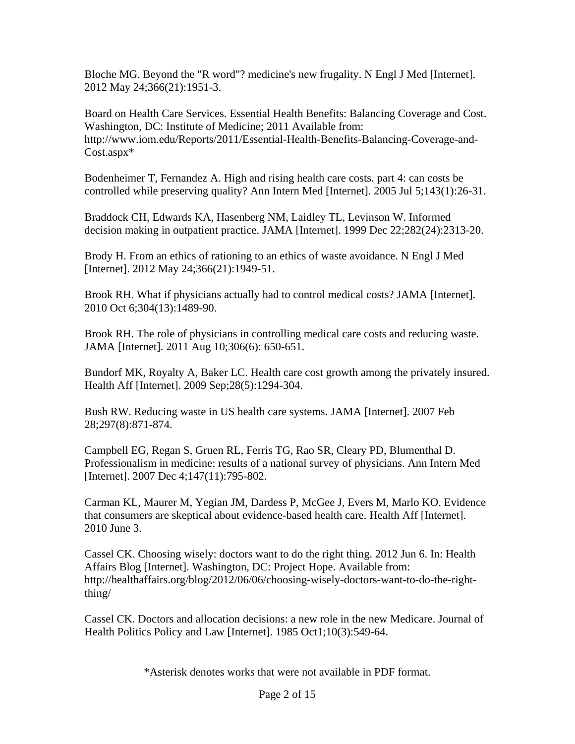Bloche MG. Beyond the "R word"? medicine's new frugality. N Engl J Med [Internet]. 2012 May 24;366(21):1951-3.

Board on Health Care Services. Essential Health Benefits: Balancing Coverage and Cost. Washington, DC: Institute of Medicine; 2011 Available from: http://www.iom.edu/Reports/2011/Essential-Health-Benefits-Balancing-Coverage-and-Cost.aspx*

Bodenheimer T, Fernandez A. High and rising health care costs. part 4: can costs be controlled while preserving quality? Ann Intern Med [Internet]. 2005 Jul 5;143(1):26-31.

Braddock CH, Edwards KA, Hasenberg NM, Laidley TL, Levinson W. Informed decision making in outpatient practice. JAMA [Internet]. 1999 Dec 22;282(24):2313-20.

Brody H. From an ethics of rationing to an ethics of waste avoidance. N Engl J Med [Internet]. 2012 May 24;366(21):1949-51.

Brook RH. What if physicians actually had to control medical costs? JAMA [Internet]. 2010 Oct 6;304(13):1489-90.

Brook RH. The role of physicians in controlling medical care costs and reducing waste. JAMA [Internet]. 2011 Aug 10;306(6): 650-651.

Bundorf MK, Royalty A, Baker LC. Health care cost growth among the privately insured. Health Aff [Internet]. 2009 Sep;28(5):1294-304.

Bush RW. Reducing waste in US health care systems. JAMA [Internet]. 2007 Feb 28;297(8):871-874.

Campbell EG, Regan S, Gruen RL, Ferris TG, Rao SR, Cleary PD, Blumenthal D. Professionalism in medicine: results of a national survey of physicians. Ann Intern Med [Internet]. 2007 Dec 4;147(11):795-802.

Carman KL, Maurer M, Yegian JM, Dardess P, McGee J, Evers M, Marlo KO. Evidence that consumers are skeptical about evidence-based health care. Health Aff [Internet]. 2010 June 3.

Cassel CK. Choosing wisely: doctors want to do the right thing. 2012 Jun 6. In: Health Affairs Blog [Internet]. Washington, DC: Project Hope. Available from: http://healthaffairs.org/blog/2012/06/06/choosing-wisely-doctors-want-to-do-the-right-thing/

Cassel CK. Doctors and allocation decisions: a new role in the new Medicare. Journal of Health Politics Policy and Law [Internet]. 1985 Oct1;10(3):549-64.

*Asterisk denotes works that were not available in PDF format.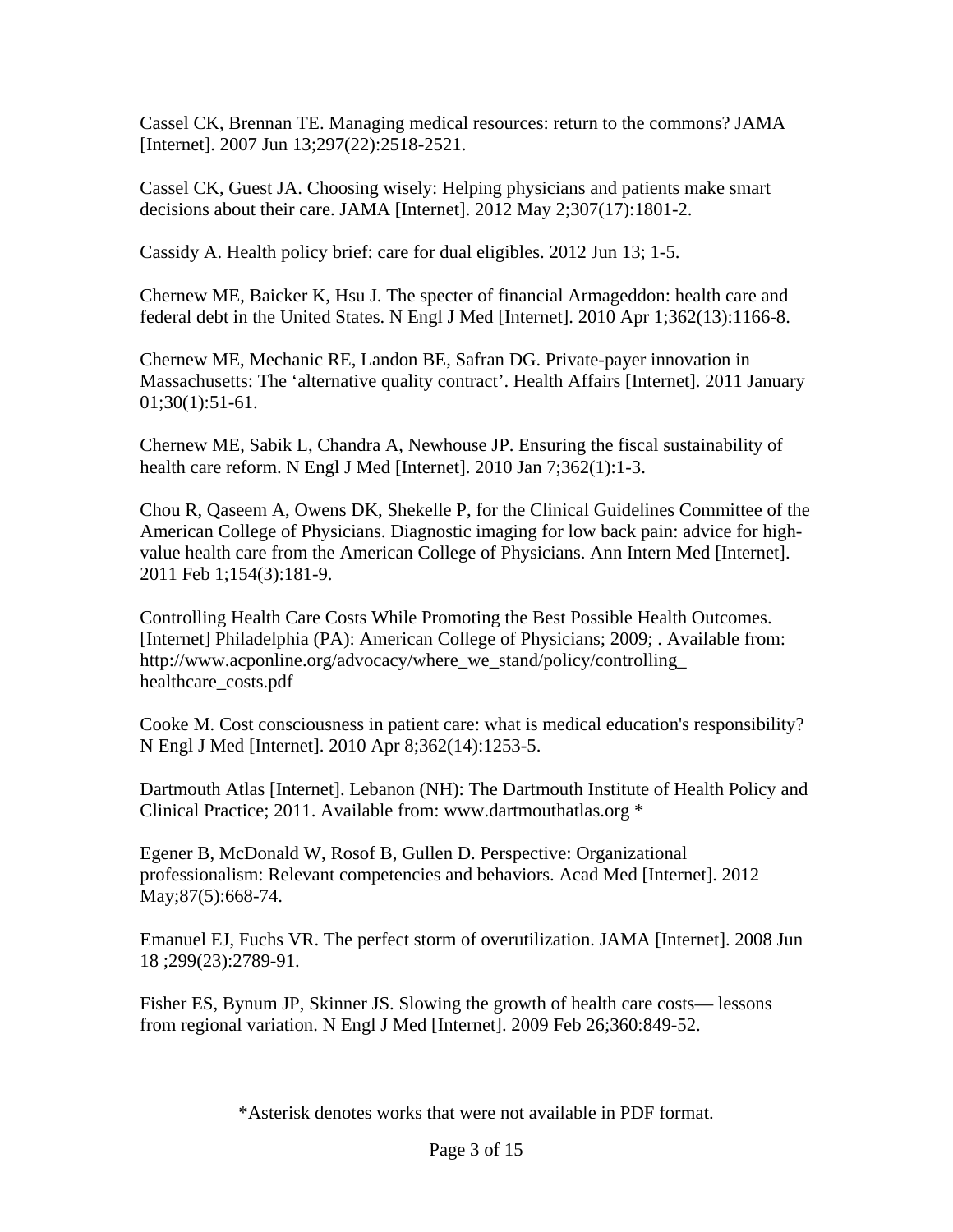Cassel CK, Brennan TE. Managing medical resources: return to the commons? JAMA [Internet]. 2007 Jun 13;297(22):2518-2521.

Cassel CK, Guest JA. Choosing wisely: Helping physicians and patients make smart decisions about their care. JAMA [Internet]. 2012 May 2;307(17):1801-2.

Cassidy A. Health policy brief: care for dual eligibles. 2012 Jun 13; 1-5.

Chernew ME, Baicker K, Hsu J. The specter of financial Armageddon: health care and federal debt in the United States. N Engl J Med [Internet]. 2010 Apr 1;362(13):1166-8.

Chernew ME, Mechanic RE, Landon BE, Safran DG. Private-payer innovation in Massachusetts: The 'alternative quality contract'. Health Affairs [Internet]. 2011 January 01;30(1):51-61.

Chernew ME, Sabik L, Chandra A, Newhouse JP. Ensuring the fiscal sustainability of health care reform. N Engl J Med [Internet]. 2010 Jan 7;362(1):1-3.

Chou R, Qaseem A, Owens DK, Shekelle P, for the Clinical Guidelines Committee of the American College of Physicians. Diagnostic imaging for low back pain: advice for high-value health care from the American College of Physicians. Ann Intern Med [Internet]. 2011 Feb 1;154(3):181-9.

Controlling Health Care Costs While Promoting the Best Possible Health Outcomes. [Internet] Philadelphia (PA): American College of Physicians; 2009; . Available from: http://www.acponline.org/advocacy/where_we_stand/policy/controlling_healthcare_costs.pdf

Cooke M. Cost consciousness in patient care: what is medical education's responsibility? N Engl J Med [Internet]. 2010 Apr 8;362(14):1253-5.

Dartmouth Atlas [Internet]. Lebanon (NH): The Dartmouth Institute of Health Policy and Clinical Practice; 2011. Available from: www.dartmouthatlas.org *

Egener B, McDonald W, Rosof B, Gullen D. Perspective: Organizational professionalism: Relevant competencies and behaviors. Acad Med [Internet]. 2012 May;87(5):668-74.

Emanuel EJ, Fuchs VR. The perfect storm of overutilization. JAMA [Internet]. 2008 Jun 18 ;299(23):2789-91.

Fisher ES, Bynum JP, Skinner JS. Slowing the growth of health care costs— lessons from regional variation. N Engl J Med [Internet]. 2009 Feb 26;360:849-52.

*Asterisk denotes works that were not available in PDF format.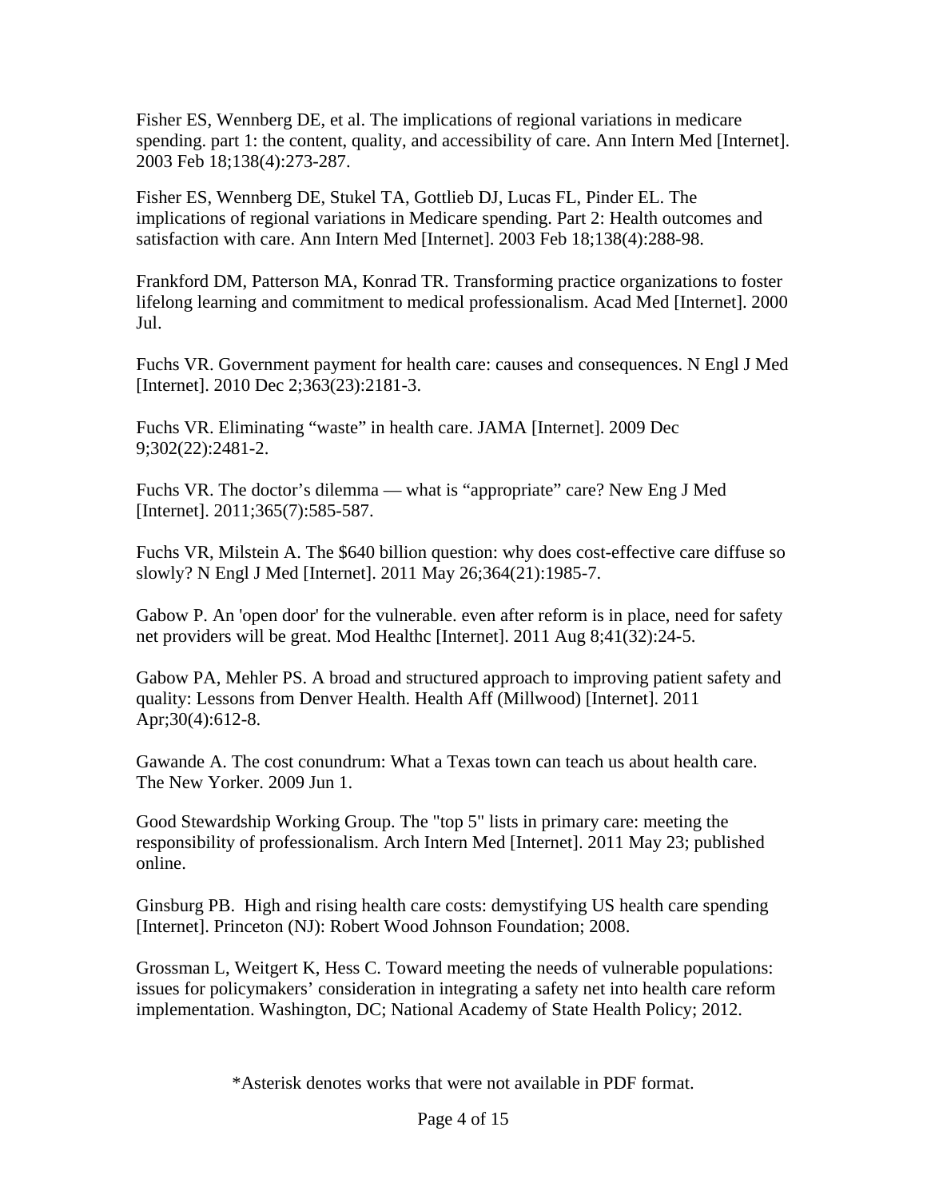Fisher ES, Wennberg DE, et al. The implications of regional variations in medicare spending. part 1: the content, quality, and accessibility of care. Ann Intern Med [Internet]. 2003 Feb 18;138(4):273-287.

Fisher ES, Wennberg DE, Stukel TA, Gottlieb DJ, Lucas FL, Pinder EL. The implications of regional variations in Medicare spending. Part 2: Health outcomes and satisfaction with care. Ann Intern Med [Internet]. 2003 Feb 18;138(4):288-98.

Frankford DM, Patterson MA, Konrad TR. Transforming practice organizations to foster lifelong learning and commitment to medical professionalism. Acad Med [Internet]. 2000 Jul.

Fuchs VR. Government payment for health care: causes and consequences. N Engl J Med [Internet]. 2010 Dec 2;363(23):2181-3.

Fuchs VR. Eliminating "waste" in health care. JAMA [Internet]. 2009 Dec 9;302(22):2481-2.

Fuchs VR. The doctor's dilemma — what is "appropriate" care? New Eng J Med [Internet]. 2011;365(7):585-587.

Fuchs VR, Milstein A. The $640 billion question: why does cost-effective care diffuse so slowly? N Engl J Med [Internet]. 2011 May 26;364(21):1985-7.

Gabow P. An 'open door' for the vulnerable. even after reform is in place, need for safety net providers will be great. Mod Healthc [Internet]. 2011 Aug 8;41(32):24-5.

Gabow PA, Mehler PS. A broad and structured approach to improving patient safety and quality: Lessons from Denver Health. Health Aff (Millwood) [Internet]. 2011 Apr;30(4):612-8.

Gawande A. The cost conundrum: What a Texas town can teach us about health care. The New Yorker. 2009 Jun 1.

Good Stewardship Working Group. The "top 5" lists in primary care: meeting the responsibility of professionalism. Arch Intern Med [Internet]. 2011 May 23; published online.

Ginsburg PB. High and rising health care costs: demystifying US health care spending [Internet]. Princeton (NJ): Robert Wood Johnson Foundation; 2008.

Grossman L, Weitgert K, Hess C. Toward meeting the needs of vulnerable populations: issues for policymakers' consideration in integrating a safety net into health care reform implementation. Washington, DC; National Academy of State Health Policy; 2012.

*Asterisk denotes works that were not available in PDF format.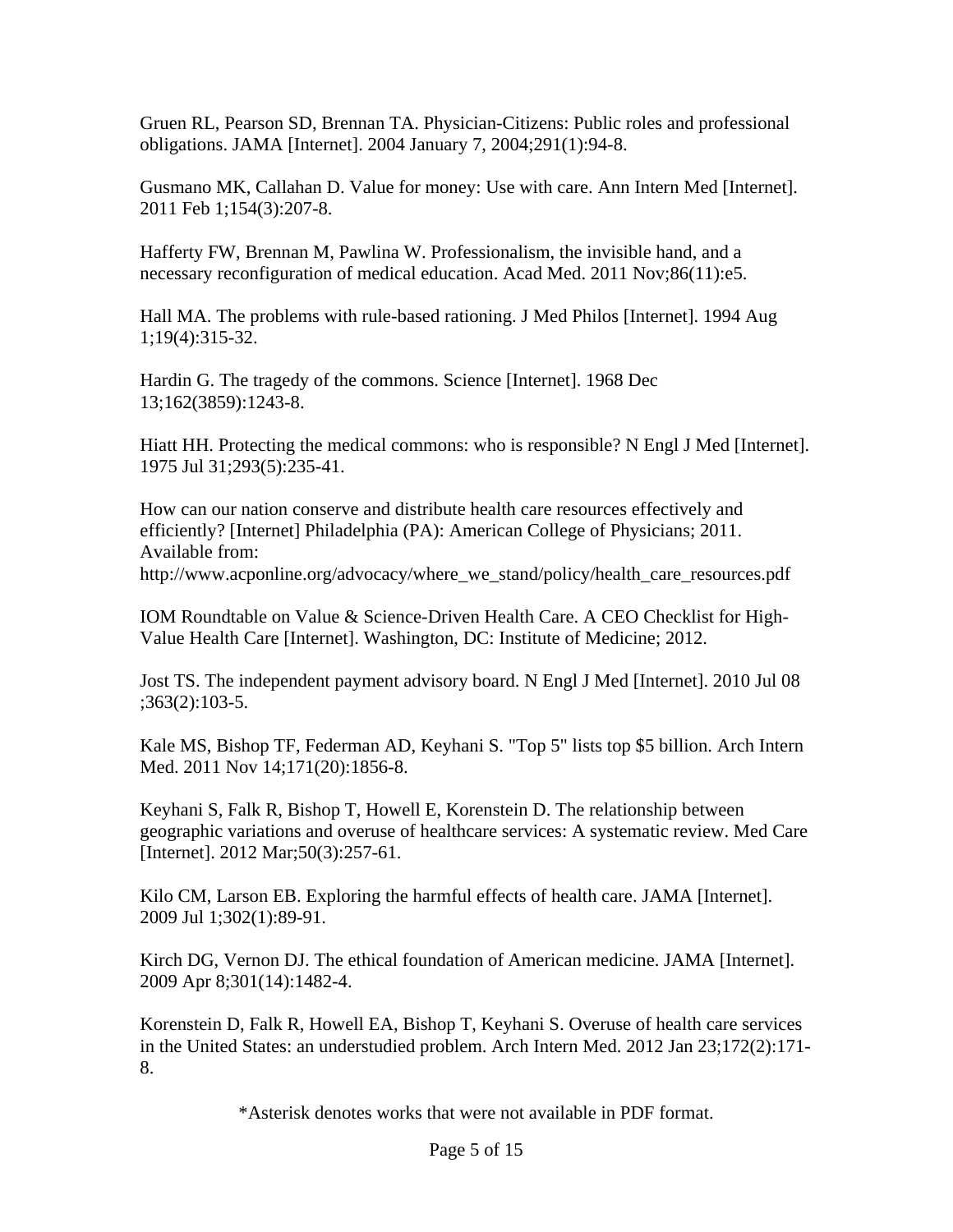Gruen RL, Pearson SD, Brennan TA. Physician-Citizens: Public roles and professional obligations. JAMA [Internet]. 2004 January 7, 2004;291(1):94-8.

Gusmano MK, Callahan D. Value for money: Use with care. Ann Intern Med [Internet]. 2011 Feb 1;154(3):207-8.

Hafferty FW, Brennan M, Pawlina W. Professionalism, the invisible hand, and a necessary reconfiguration of medical education. Acad Med. 2011 Nov;86(11):e5.

Hall MA. The problems with rule-based rationing. J Med Philos [Internet]. 1994 Aug 1;19(4):315-32.

Hardin G. The tragedy of the commons. Science [Internet]. 1968 Dec 13;162(3859):1243-8.

Hiatt HH. Protecting the medical commons: who is responsible? N Engl J Med [Internet]. 1975 Jul 31;293(5):235-41.

How can our nation conserve and distribute health care resources effectively and efficiently? [Internet] Philadelphia (PA): American College of Physicians; 2011. Available from: http://www.acponline.org/advocacy/where_we_stand/policy/health_care_resources.pdf

IOM Roundtable on Value & Science-Driven Health Care. A CEO Checklist for High-Value Health Care [Internet]. Washington, DC: Institute of Medicine; 2012.

Jost TS. The independent payment advisory board. N Engl J Med [Internet]. 2010 Jul 08 ;363(2):103-5.

Kale MS, Bishop TF, Federman AD, Keyhani S. "Top 5" lists top $5 billion. Arch Intern Med. 2011 Nov 14;171(20):1856-8.

Keyhani S, Falk R, Bishop T, Howell E, Korenstein D. The relationship between geographic variations and overuse of healthcare services: A systematic review. Med Care [Internet]. 2012 Mar;50(3):257-61.

Kilo CM, Larson EB. Exploring the harmful effects of health care. JAMA [Internet]. 2009 Jul 1;302(1):89-91.

Kirch DG, Vernon DJ. The ethical foundation of American medicine. JAMA [Internet]. 2009 Apr 8;301(14):1482-4.

Korenstein D, Falk R, Howell EA, Bishop T, Keyhani S. Overuse of health care services in the United States: an understudied problem. Arch Intern Med. 2012 Jan 23;172(2):171-8.

*Asterisk denotes works that were not available in PDF format.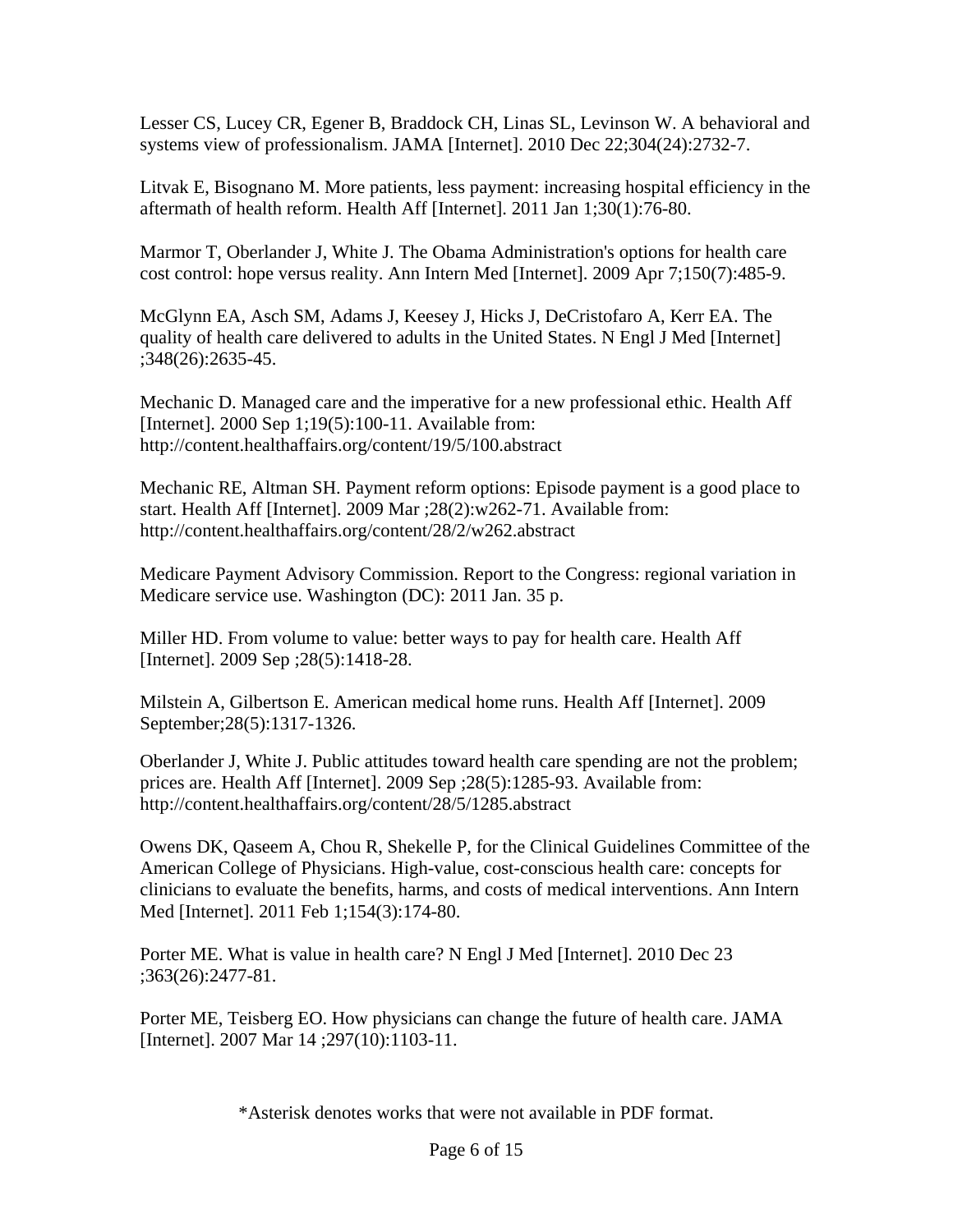Lesser CS, Lucey CR, Egener B, Braddock CH, Linas SL, Levinson W. A behavioral and systems view of professionalism. JAMA [Internet]. 2010 Dec 22;304(24):2732-7.

Litvak E, Bisognano M. More patients, less payment: increasing hospital efficiency in the aftermath of health reform. Health Aff [Internet]. 2011 Jan 1;30(1):76-80.

Marmor T, Oberlander J, White J. The Obama Administration's options for health care cost control: hope versus reality. Ann Intern Med [Internet]. 2009 Apr 7;150(7):485-9.

McGlynn EA, Asch SM, Adams J, Keesey J, Hicks J, DeCristofaro A, Kerr EA. The quality of health care delivered to adults in the United States. N Engl J Med [Internet] ;348(26):2635-45.

Mechanic D. Managed care and the imperative for a new professional ethic. Health Aff [Internet]. 2000 Sep 1;19(5):100-11. Available from: http://content.healthaffairs.org/content/19/5/100.abstract

Mechanic RE, Altman SH. Payment reform options: Episode payment is a good place to start. Health Aff [Internet]. 2009 Mar ;28(2):w262-71. Available from: http://content.healthaffairs.org/content/28/2/w262.abstract

Medicare Payment Advisory Commission. Report to the Congress: regional variation in Medicare service use. Washington (DC): 2011 Jan. 35 p.

Miller HD. From volume to value: better ways to pay for health care. Health Aff [Internet]. 2009 Sep ;28(5):1418-28.

Milstein A, Gilbertson E. American medical home runs. Health Aff [Internet]. 2009 September;28(5):1317-1326.

Oberlander J, White J. Public attitudes toward health care spending are not the problem; prices are. Health Aff [Internet]. 2009 Sep ;28(5):1285-93. Available from: http://content.healthaffairs.org/content/28/5/1285.abstract

Owens DK, Qaseem A, Chou R, Shekelle P, for the Clinical Guidelines Committee of the American College of Physicians. High-value, cost-conscious health care: concepts for clinicians to evaluate the benefits, harms, and costs of medical interventions. Ann Intern Med [Internet]. 2011 Feb 1;154(3):174-80.

Porter ME. What is value in health care? N Engl J Med [Internet]. 2010 Dec 23 ;363(26):2477-81.

Porter ME, Teisberg EO. How physicians can change the future of health care. JAMA [Internet]. 2007 Mar 14 ;297(10):1103-11.

*Asterisk denotes works that were not available in PDF format.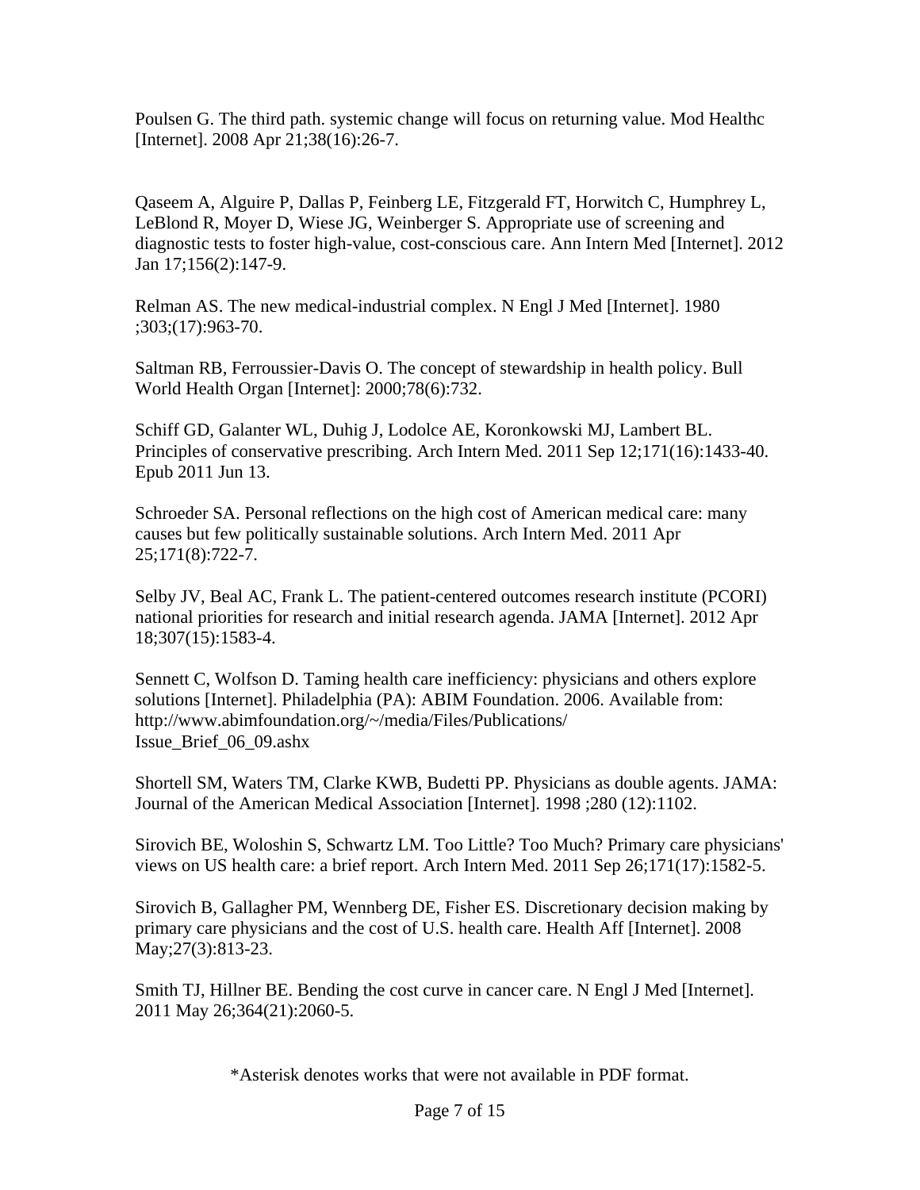Poulsen G. The third path. systemic change will focus on returning value. Mod Healthc [Internet]. 2008 Apr 21;38(16):26-7.

Qaseem A, Alguire P, Dallas P, Feinberg LE, Fitzgerald FT, Horwitch C, Humphrey L, LeBlond R, Moyer D, Wiese JG, Weinberger S. Appropriate use of screening and diagnostic tests to foster high-value, cost-conscious care. Ann Intern Med [Internet]. 2012 Jan 17;156(2):147-9.

Relman AS. The new medical-industrial complex. N Engl J Med [Internet]. 1980 ;303;(17):963-70.

Saltman RB, Ferroussier-Davis O. The concept of stewardship in health policy. Bull World Health Organ [Internet]: 2000;78(6):732.

Schiff GD, Galanter WL, Duhig J, Lodolce AE, Koronkowski MJ, Lambert BL. Principles of conservative prescribing. Arch Intern Med. 2011 Sep 12;171(16):1433-40. Epub 2011 Jun 13.

Schroeder SA. Personal reflections on the high cost of American medical care: many causes but few politically sustainable solutions. Arch Intern Med. 2011 Apr 25;171(8):722-7.

Selby JV, Beal AC, Frank L. The patient-centered outcomes research institute (PCORI) national priorities for research and initial research agenda. JAMA [Internet]. 2012 Apr 18;307(15):1583-4.

Sennett C, Wolfson D. Taming health care inefficiency: physicians and others explore solutions [Internet]. Philadelphia (PA): ABIM Foundation. 2006. Available from: http://www.abimfoundation.org/~/media/Files/Publications/Issue_Brief_06_09.ashx

Shortell SM, Waters TM, Clarke KWB, Budetti PP. Physicians as double agents. JAMA: Journal of the American Medical Association [Internet]. 1998 ;280 (12):1102.

Sirovich BE, Woloshin S, Schwartz LM. Too Little? Too Much? Primary care physicians' views on US health care: a brief report. Arch Intern Med. 2011 Sep 26;171(17):1582-5.

Sirovich B, Gallagher PM, Wennberg DE, Fisher ES. Discretionary decision making by primary care physicians and the cost of U.S. health care. Health Aff [Internet]. 2008 May;27(3):813-23.

Smith TJ, Hillner BE. Bending the cost curve in cancer care. N Engl J Med [Internet]. 2011 May 26;364(21):2060-5.

*Asterisk denotes works that were not available in PDF format.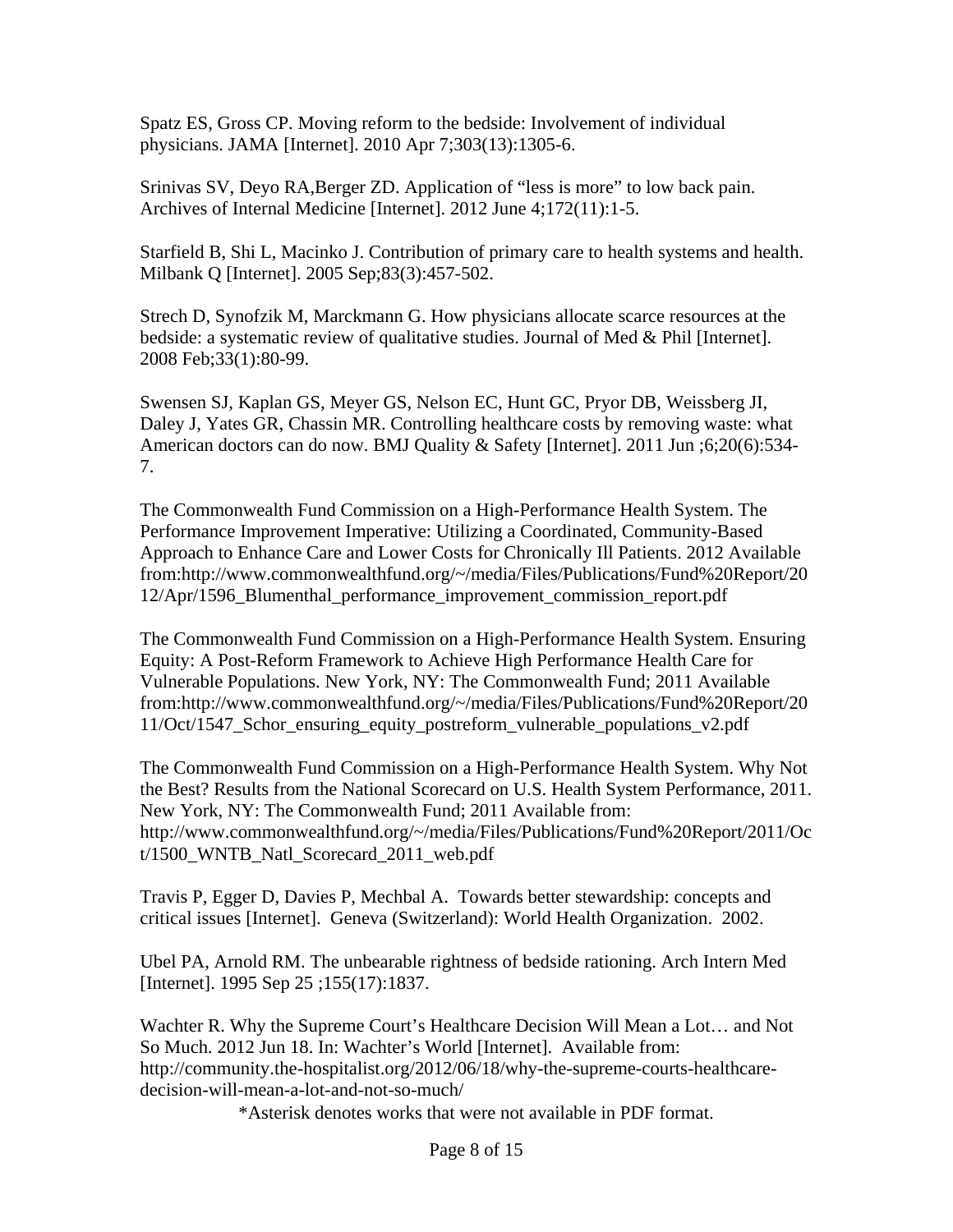Spatz ES, Gross CP. Moving reform to the bedside: Involvement of individual physicians. JAMA [Internet]. 2010 Apr 7;303(13):1305-6.

Srinivas SV, Deyo RA,Berger ZD. Application of “less is more” to low back pain. Archives of Internal Medicine [Internet]. 2012 June 4;172(11):1-5.

Starfield B, Shi L, Macinko J. Contribution of primary care to health systems and health. Milbank Q [Internet]. 2005 Sep;83(3):457-502.

Strech D, Synofzik M, Marckmann G. How physicians allocate scarce resources at the bedside: a systematic review of qualitative studies. Journal of Med & Phil [Internet]. 2008 Feb;33(1):80-99.

Swensen SJ, Kaplan GS, Meyer GS, Nelson EC, Hunt GC, Pryor DB, Weissberg JI, Daley J, Yates GR, Chassin MR. Controlling healthcare costs by removing waste: what American doctors can do now. BMJ Quality & Safety [Internet]. 2011 Jun ;6;20(6):534-7.

The Commonwealth Fund Commission on a High-Performance Health System. The Performance Improvement Imperative: Utilizing a Coordinated, Community-Based Approach to Enhance Care and Lower Costs for Chronically Ill Patients. 2012 Available from:http://www.commonwealthfund.org/~/media/Files/Publications/Fund%20Report/2012/Apr/1596_Blumenthal_performance_improvement_commission_report.pdf

The Commonwealth Fund Commission on a High-Performance Health System. Ensuring Equity: A Post-Reform Framework to Achieve High Performance Health Care for Vulnerable Populations. New York, NY: The Commonwealth Fund; 2011 Available from:http://www.commonwealthfund.org/~/media/Files/Publications/Fund%20Report/2011/Oct/1547_Schor_ensuring_equity_postreform_vulnerable_populations_v2.pdf

The Commonwealth Fund Commission on a High-Performance Health System. Why Not the Best? Results from the National Scorecard on U.S. Health System Performance, 2011. New York, NY: The Commonwealth Fund; 2011 Available from: http://www.commonwealthfund.org/~/media/Files/Publications/Fund%20Report/2011/Oct/1500_WNTB_Natl_Scorecard_2011_web.pdf

Travis P, Egger D, Davies P, Mechbal A. Towards better stewardship: concepts and critical issues [Internet]. Geneva (Switzerland): World Health Organization. 2002.

Ubel PA, Arnold RM. The unbearable rightness of bedside rationing. Arch Intern Med [Internet]. 1995 Sep 25 ;155(17):1837.

Wachter R. Why the Supreme Court’s Healthcare Decision Will Mean a Lot… and Not So Much. 2012 Jun 18. In: Wachter’s World [Internet]. Available from: http://community.the-hospitalist.org/2012/06/18/why-the-supreme-courts-healthcare-decision-will-mean-a-lot-and-not-so-much/

*Asterisk denotes works that were not available in PDF format.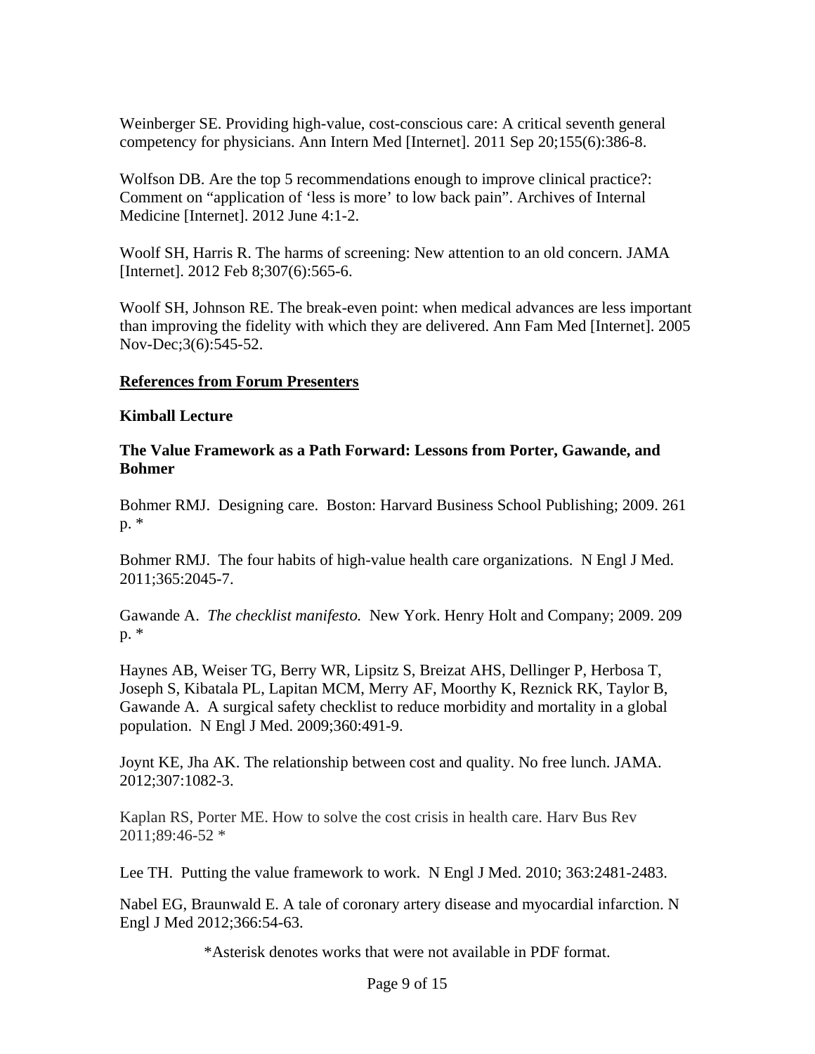Weinberger SE. Providing high-value, cost-conscious care: A critical seventh general competency for physicians. Ann Intern Med [Internet]. 2011 Sep 20;155(6):386-8.

Wolfson DB. Are the top 5 recommendations enough to improve clinical practice?: Comment on “application of ‘less is more’ to low back pain”. Archives of Internal Medicine [Internet]. 2012 June 4:1-2.

Woolf SH, Harris R. The harms of screening: New attention to an old concern. JAMA [Internet]. 2012 Feb 8;307(6):565-6.

Woolf SH, Johnson RE. The break-even point: when medical advances are less important than improving the fidelity with which they are delivered. Ann Fam Med [Internet]. 2005 Nov-Dec;3(6):545-52.

**References from Forum Presenters**

**Kimball Lecture**

**The Value Framework as a Path Forward: Lessons from Porter, Gawande, and Bohmer**

Bohmer RMJ. Designing care. Boston: Harvard Business School Publishing; 2009. 261 p. *

Bohmer RMJ. The four habits of high-value health care organizations. N Engl J Med. 2011;365:2045-7.

Gawande A. *The checklist manifesto.* New York. Henry Holt and Company; 2009. 209 p. *

Haynes AB, Weiser TG, Berry WR, Lipsitz S, Breizat AHS, Dellinger P, Herbosa T, Joseph S, Kibatala PL, Lapitan MCM, Merry AF, Moorthy K, Reznick RK, Taylor B, Gawande A. A surgical safety checklist to reduce morbidity and mortality in a global population. N Engl J Med. 2009;360:491-9.

Joynt KE, Jha AK. The relationship between cost and quality. No free lunch. JAMA. 2012;307:1082-3.

Kaplan RS, Porter ME. How to solve the cost crisis in health care. Harv Bus Rev 2011;89:46-52 *

Lee TH. Putting the value framework to work. N Engl J Med. 2010; 363:2481-2483.

Nabel EG, Braunwald E. A tale of coronary artery disease and myocardial infarction. N Engl J Med 2012;366:54-63.

*Asterisk denotes works that were not available in PDF format.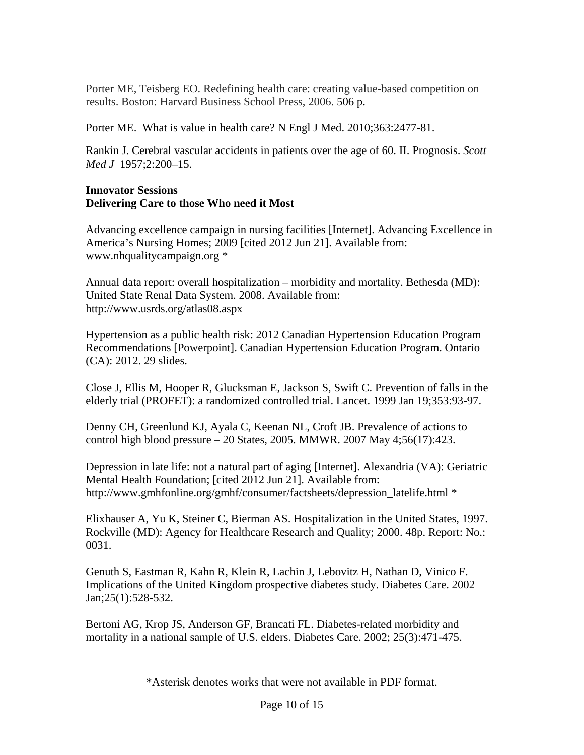Porter ME, Teisberg EO. Redefining health care: creating value-based competition on results. Boston: Harvard Business School Press, 2006. 506 p.

Porter ME.  What is value in health care? N Engl J Med. 2010;363:2477-81.

Rankin J. Cerebral vascular accidents in patients over the age of 60. II. Prognosis. *Scott Med J* 1957;2:200–15.

**Innovator Sessions**
**Delivering Care to those Who need it Most**

Advancing excellence campaign in nursing facilities [Internet]. Advancing Excellence in America's Nursing Homes; 2009 [cited 2012 Jun 21]. Available from: www.nhqualitycampaign.org *

Annual data report: overall hospitalization – morbidity and mortality. Bethesda (MD): United State Renal Data System. 2008. Available from: http://www.usrds.org/atlas08.aspx

Hypertension as a public health risk: 2012 Canadian Hypertension Education Program Recommendations [Powerpoint]. Canadian Hypertension Education Program. Ontario (CA): 2012. 29 slides.

Close J, Ellis M, Hooper R, Glucksman E, Jackson S, Swift C. Prevention of falls in the elderly trial (PROFET): a randomized controlled trial. Lancet. 1999 Jan 19;353:93-97.

Denny CH, Greenlund KJ, Ayala C, Keenan NL, Croft JB. Prevalence of actions to control high blood pressure – 20 States, 2005. MMWR. 2007 May 4;56(17):423.

Depression in late life: not a natural part of aging [Internet]. Alexandria (VA): Geriatric Mental Health Foundation; [cited 2012 Jun 21]. Available from: http://www.gmhfonline.org/gmhf/consumer/factsheets/depression_latelife.html *

Elixhauser A, Yu K, Steiner C, Bierman AS. Hospitalization in the United States, 1997. Rockville (MD): Agency for Healthcare Research and Quality; 2000. 48p. Report: No.: 0031.

Genuth S, Eastman R, Kahn R, Klein R, Lachin J, Lebovitz H, Nathan D, Vinico F. Implications of the United Kingdom prospective diabetes study. Diabetes Care. 2002 Jan;25(1):528-532.

Bertoni AG, Krop JS, Anderson GF, Brancati FL. Diabetes-related morbidity and mortality in a national sample of U.S. elders. Diabetes Care. 2002; 25(3):471-475.

*Asterisk denotes works that were not available in PDF format.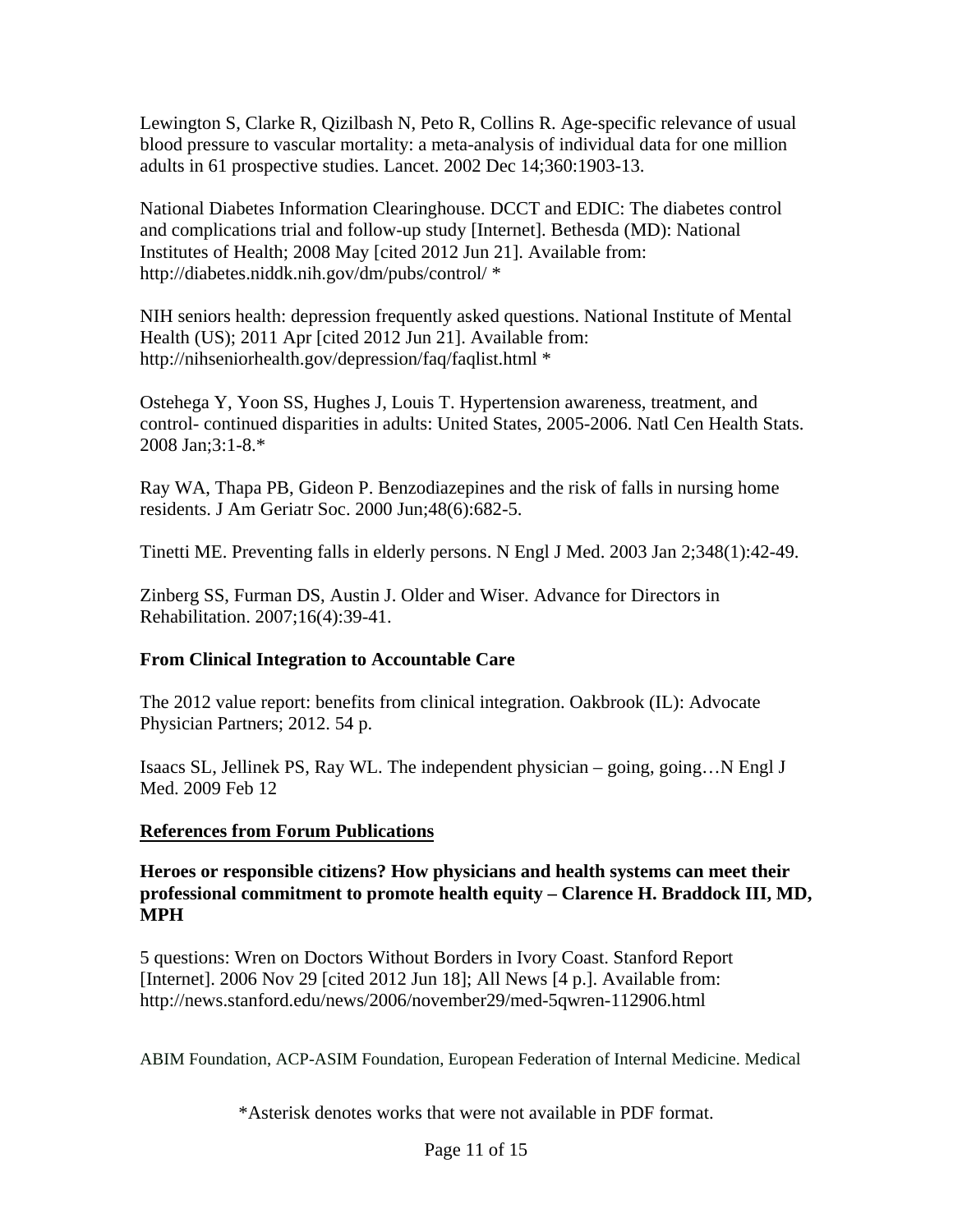Lewington S, Clarke R, Qizilbash N, Peto R, Collins R. Age-specific relevance of usual blood pressure to vascular mortality: a meta-analysis of individual data for one million adults in 61 prospective studies. Lancet. 2002 Dec 14;360:1903-13.

National Diabetes Information Clearinghouse. DCCT and EDIC: The diabetes control and complications trial and follow-up study [Internet]. Bethesda (MD): National Institutes of Health; 2008 May [cited 2012 Jun 21]. Available from: http://diabetes.niddk.nih.gov/dm/pubs/control/ *

NIH seniors health: depression frequently asked questions. National Institute of Mental Health (US); 2011 Apr [cited 2012 Jun 21]. Available from: http://nihseniorhealth.gov/depression/faq/faqlist.html *

Ostehega Y, Yoon SS, Hughes J, Louis T. Hypertension awareness, treatment, and control- continued disparities in adults: United States, 2005-2006. Natl Cen Health Stats. 2008 Jan;3:1-8.*

Ray WA, Thapa PB, Gideon P. Benzodiazepines and the risk of falls in nursing home residents. J Am Geriatr Soc. 2000 Jun;48(6):682-5.

Tinetti ME. Preventing falls in elderly persons. N Engl J Med. 2003 Jan 2;348(1):42-49.

Zinberg SS, Furman DS, Austin J. Older and Wiser. Advance for Directors in Rehabilitation. 2007;16(4):39-41.

**From Clinical Integration to Accountable Care**

The 2012 value report: benefits from clinical integration. Oakbrook (IL): Advocate Physician Partners; 2012. 54 p.

Isaacs SL, Jellinek PS, Ray WL. The independent physician – going, going…N Engl J Med. 2009 Feb 12

## References from Forum Publications

**Heroes or responsible citizens? How physicians and health systems can meet their professional commitment to promote health equity – Clarence H. Braddock III, MD, MPH**

5 questions: Wren on Doctors Without Borders in Ivory Coast. Stanford Report [Internet]. 2006 Nov 29 [cited 2012 Jun 18]; All News [4 p.]. Available from: http://news.stanford.edu/news/2006/november29/med-5qwren-112906.html

ABIM Foundation, ACP-ASIM Foundation, European Federation of Internal Medicine. Medical

*Asterisk denotes works that were not available in PDF format.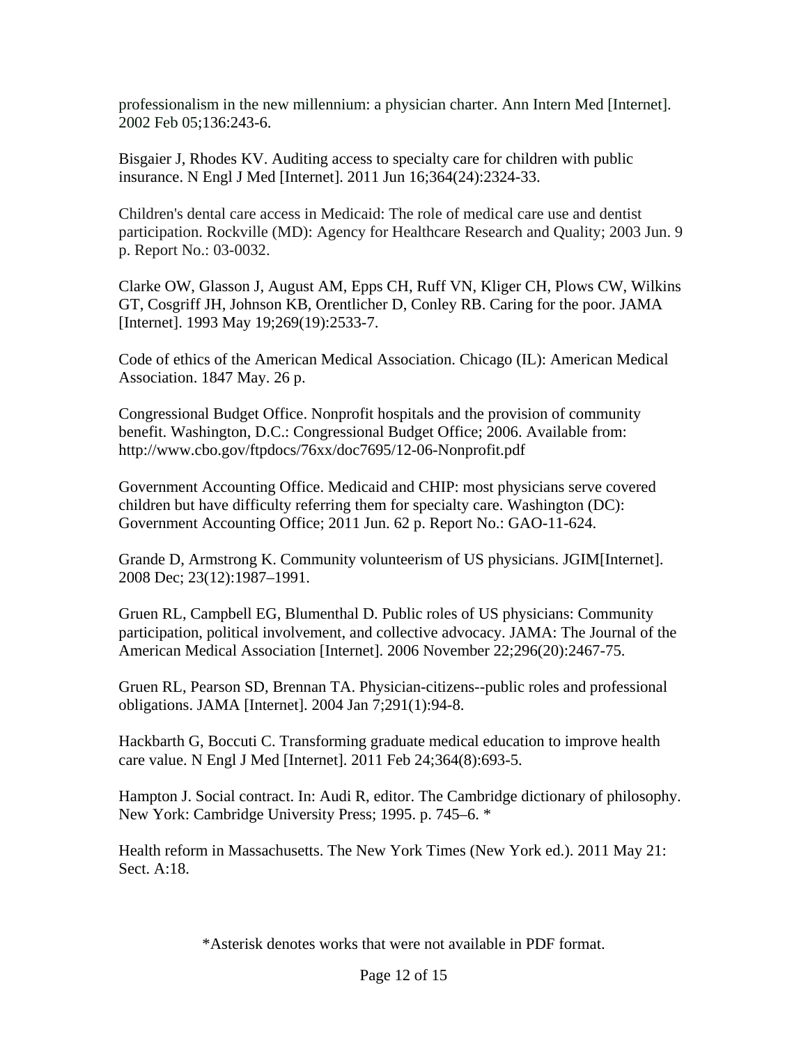professionalism in the new millennium: a physician charter. Ann Intern Med [Internet]. 2002 Feb 05;136:243-6.

Bisgaier J, Rhodes KV. Auditing access to specialty care for children with public insurance. N Engl J Med [Internet]. 2011 Jun 16;364(24):2324-33.

Children's dental care access in Medicaid: The role of medical care use and dentist participation. Rockville (MD): Agency for Healthcare Research and Quality; 2003 Jun. 9 p. Report No.: 03-0032.

Clarke OW, Glasson J, August AM, Epps CH, Ruff VN, Kliger CH, Plows CW, Wilkins GT, Cosgriff JH, Johnson KB, Orentlicher D, Conley RB. Caring for the poor. JAMA [Internet]. 1993 May 19;269(19):2533-7.

Code of ethics of the American Medical Association. Chicago (IL): American Medical Association. 1847 May. 26 p.

Congressional Budget Office. Nonprofit hospitals and the provision of community benefit. Washington, D.C.: Congressional Budget Office; 2006. Available from: http://www.cbo.gov/ftpdocs/76xx/doc7695/12-06-Nonprofit.pdf

Government Accounting Office. Medicaid and CHIP: most physicians serve covered children but have difficulty referring them for specialty care. Washington (DC): Government Accounting Office; 2011 Jun. 62 p. Report No.: GAO-11-624.

Grande D, Armstrong K. Community volunteerism of US physicians. JGIM[Internet]. 2008 Dec; 23(12):1987–1991.

Gruen RL, Campbell EG, Blumenthal D. Public roles of US physicians: Community participation, political involvement, and collective advocacy. JAMA: The Journal of the American Medical Association [Internet]. 2006 November 22;296(20):2467-75.

Gruen RL, Pearson SD, Brennan TA. Physician-citizens--public roles and professional obligations. JAMA [Internet]. 2004 Jan 7;291(1):94-8.

Hackbarth G, Boccuti C. Transforming graduate medical education to improve health care value. N Engl J Med [Internet]. 2011 Feb 24;364(8):693-5.

Hampton J. Social contract. In: Audi R, editor. The Cambridge dictionary of philosophy. New York: Cambridge University Press; 1995. p. 745–6. *

Health reform in Massachusetts. The New York Times (New York ed.). 2011 May 21: Sect. A:18.

*Asterisk denotes works that were not available in PDF format.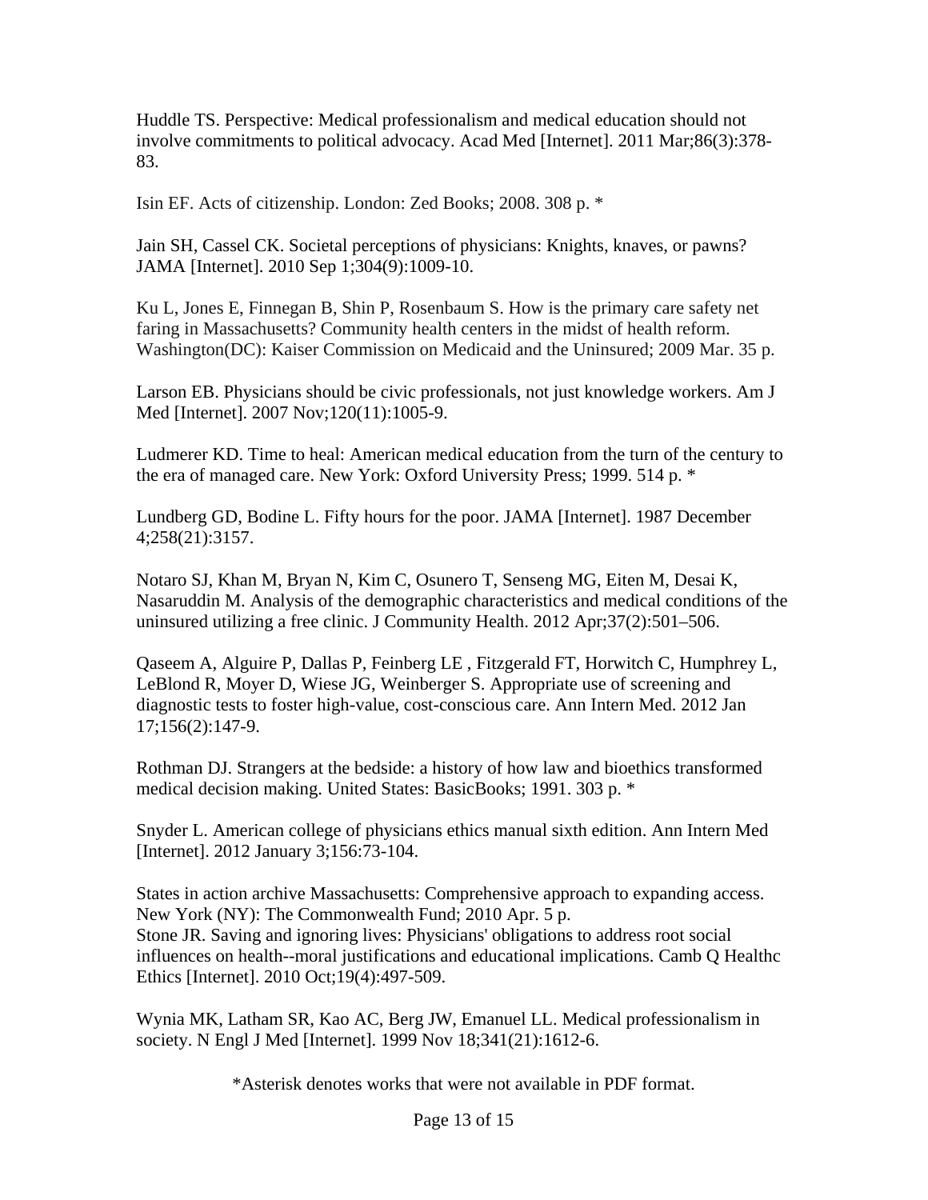Huddle TS. Perspective: Medical professionalism and medical education should not involve commitments to political advocacy. Acad Med [Internet]. 2011 Mar;86(3):378-83.

Isin EF. Acts of citizenship. London: Zed Books; 2008. 308 p. *

Jain SH, Cassel CK. Societal perceptions of physicians: Knights, knaves, or pawns? JAMA [Internet]. 2010 Sep 1;304(9):1009-10.

Ku L, Jones E, Finnegan B, Shin P, Rosenbaum S. How is the primary care safety net faring in Massachusetts? Community health centers in the midst of health reform. Washington(DC): Kaiser Commission on Medicaid and the Uninsured; 2009 Mar. 35 p.

Larson EB. Physicians should be civic professionals, not just knowledge workers. Am J Med [Internet]. 2007 Nov;120(11):1005-9.

Ludmerer KD. Time to heal: American medical education from the turn of the century to the era of managed care. New York: Oxford University Press; 1999. 514 p. *

Lundberg GD, Bodine L. Fifty hours for the poor. JAMA [Internet]. 1987 December 4;258(21):3157.

Notaro SJ, Khan M, Bryan N, Kim C, Osunero T, Senseng MG, Eiten M, Desai K, Nasaruddin M. Analysis of the demographic characteristics and medical conditions of the uninsured utilizing a free clinic. J Community Health. 2012 Apr;37(2):501–506.

Qaseem A, Alguire P, Dallas P, Feinberg LE , Fitzgerald FT, Horwitch C, Humphrey L, LeBlond R, Moyer D, Wiese JG, Weinberger S. Appropriate use of screening and diagnostic tests to foster high-value, cost-conscious care. Ann Intern Med. 2012 Jan 17;156(2):147-9.

Rothman DJ. Strangers at the bedside: a history of how law and bioethics transformed medical decision making. United States: BasicBooks; 1991. 303 p. *

Snyder L. American college of physicians ethics manual sixth edition. Ann Intern Med [Internet]. 2012 January 3;156:73-104.

States in action archive Massachusetts: Comprehensive approach to expanding access. New York (NY): The Commonwealth Fund; 2010 Apr. 5 p.

Stone JR. Saving and ignoring lives: Physicians' obligations to address root social influences on health--moral justifications and educational implications. Camb Q Healthc Ethics [Internet]. 2010 Oct;19(4):497-509.

Wynia MK, Latham SR, Kao AC, Berg JW, Emanuel LL. Medical professionalism in society. N Engl J Med [Internet]. 1999 Nov 18;341(21):1612-6.

*Asterisk denotes works that were not available in PDF format.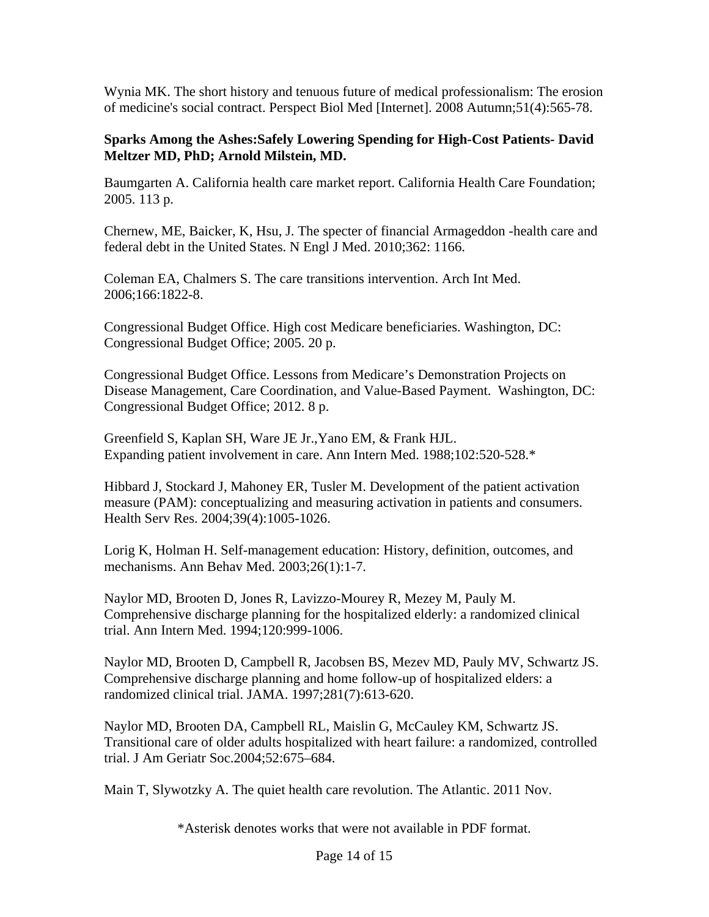Wynia MK. The short history and tenuous future of medical professionalism: The erosion of medicine's social contract. Perspect Biol Med [Internet]. 2008 Autumn;51(4):565-78.

**Sparks Among the Ashes:Safely Lowering Spending for High-Cost Patients- David Meltzer MD, PhD; Arnold Milstein, MD.**

Baumgarten A. California health care market report. California Health Care Foundation; 2005. 113 p.

Chernew, ME, Baicker, K, Hsu, J. The specter of financial Armageddon -health care and federal debt in the United States. N Engl J Med. 2010;362: 1166.

Coleman EA, Chalmers S. The care transitions intervention. Arch Int Med. 2006;166:1822-8.

Congressional Budget Office. High cost Medicare beneficiaries. Washington, DC: Congressional Budget Office; 2005. 20 p.

Congressional Budget Office. Lessons from Medicare's Demonstration Projects on Disease Management, Care Coordination, and Value-Based Payment. Washington, DC: Congressional Budget Office; 2012. 8 p.

Greenfield S, Kaplan SH, Ware JE Jr.,Yano EM, & Frank HJL. Expanding patient involvement in care. Ann Intern Med. 1988;102:520-528.*

Hibbard J, Stockard J, Mahoney ER, Tusler M. Development of the patient activation measure (PAM): conceptualizing and measuring activation in patients and consumers. Health Serv Res. 2004;39(4):1005-1026.

Lorig K, Holman H. Self-management education: History, definition, outcomes, and mechanisms. Ann Behav Med. 2003;26(1):1-7.

Naylor MD, Brooten D, Jones R, Lavizzo-Mourey R, Mezey M, Pauly M. Comprehensive discharge planning for the hospitalized elderly: a randomized clinical trial. Ann Intern Med. 1994;120:999-1006.

Naylor MD, Brooten D, Campbell R, Jacobsen BS, Mezev MD, Pauly MV, Schwartz JS. Comprehensive discharge planning and home follow-up of hospitalized elders: a randomized clinical trial. JAMA. 1997;281(7):613-620.

Naylor MD, Brooten DA, Campbell RL, Maislin G, McCauley KM, Schwartz JS. Transitional care of older adults hospitalized with heart failure: a randomized, controlled trial. J Am Geriatr Soc.2004;52:675–684.

Main T, Slywotzky A. The quiet health care revolution. The Atlantic. 2011 Nov.

*Asterisk denotes works that were not available in PDF format.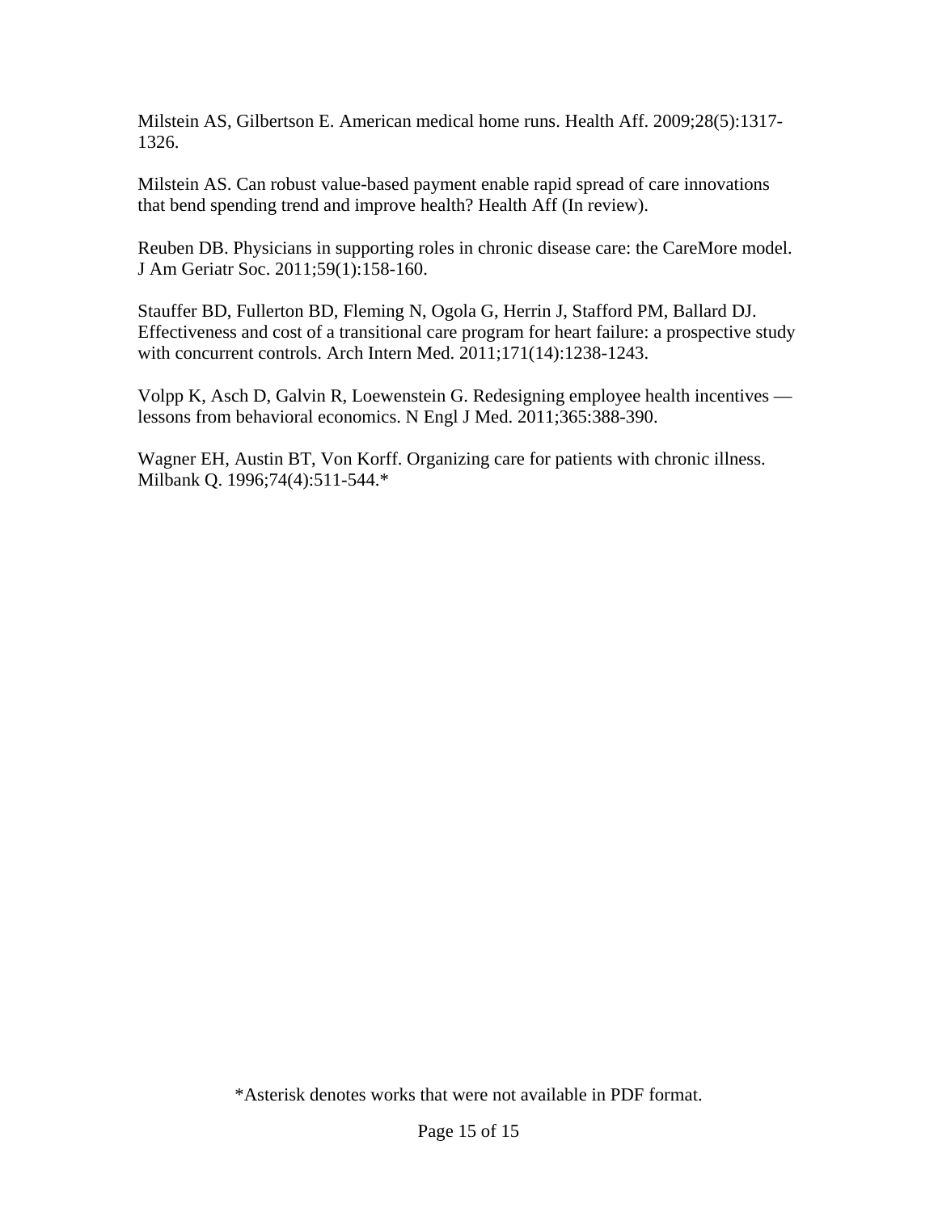Milstein AS, Gilbertson E. American medical home runs. Health Aff. 2009;28(5):1317-1326.

Milstein AS. Can robust value-based payment enable rapid spread of care innovations that bend spending trend and improve health? Health Aff (In review).

Reuben DB. Physicians in supporting roles in chronic disease care: the CareMore model. J Am Geriatr Soc. 2011;59(1):158-160.

Stauffer BD, Fullerton BD, Fleming N, Ogola G, Herrin J, Stafford PM, Ballard DJ. Effectiveness and cost of a transitional care program for heart failure: a prospective study with concurrent controls. Arch Intern Med. 2011;171(14):1238-1243.

Volpp K, Asch D, Galvin R, Loewenstein G. Redesigning employee health incentives — lessons from behavioral economics. N Engl J Med. 2011;365:388-390.

Wagner EH, Austin BT, Von Korff. Organizing care for patients with chronic illness. Milbank Q. 1996;74(4):511-544.*

*Asterisk denotes works that were not available in PDF format.